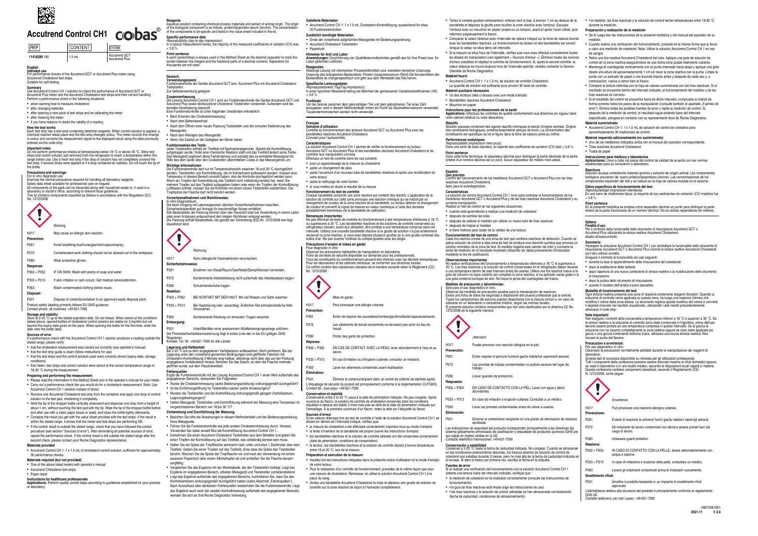# Accutrend Control CH1

cobas®

| REF | CONTENT | SYSTEM |
|---|---|---|
| 11418289 190 | 1.5 mL | Accutrend GCT Accutrend Plus |

## English

### Intended use
For performance checks of the Accutrend GCT or Accutrend Plus meter using Accutrend Cholesterol test strips.
Suitable for self-testing.

### Summary
Use Accutrend Control CH 1 solution to check the performance of Accutrend GCT or Accutrend Plus meter and the Accutrend Cholesterol test strips and their correct handling. Perform a performance check in the following situations:

- when learning how to measure cholesterol
- after changing batteries
- after opening a new pack of test strips and re-calibrating the meter
- after cleaning the meter
- if you have reasons to doubt the validity of a reading

### How the test works
Each test strip has a test area containing detection reagents. When control solution is applied, a chemical reaction takes place and the test area changes colour. The meter records this change in colour and converts the measurement signal to the displayed result using the data previously entered via the code strip.

### Important notes
Do not perform performance checks at temperatures below 18 °C or above 30 °C. Allow test strips and control solution just removed from the refrigerator to reach a temperature within this range before use. Use a fresh test strip if the drop of solution has not completely covered the test area, if several drops were applied or if a drop contained air bubbles. Do not touch the tip of the bottle.

### Precautions and warnings:
For in vitro diagnostic use.
Exercise the normal precautions required for handling all laboratory reagents.
Safety data sheet available for professional user on request.
All components of the pack can be discarded along with household waste or, if used in a laboratory or doctor's office, according to relevant local guidelines.
This kit contains components classified as follows in accordance with the Regulation (EC) No. 1272/2008:

Warning

| | |
|---|---|
| H317 | May cause an allergic skin reaction. |
| **Prevention:** | |
| P261 | Avoid breathing dust/fume/gas/mist/vapours/spray. |
| P272 | Contaminated work clothing should not be allowed out of the workplace. |
| P280 | Wear protective gloves. |
| **Response:** | |
| P302 + P352 | IF ON SKIN: Wash with plenty of soap and water. |
| P333 + P313 | If skin irritation or rash occurs: Get medical advice/attention. |
| P363 | Wash contaminated clothing before reuse. |
| **Disposal:** | |
| P501 | Dispose of contents/container to an approved waste disposal plant. |

Product safety labeling primarily follows EU GHS guidance.
Contact phone: all countries: +49-621-7590

### Storage and stability
Store at 2-25 °C up to the stated expiration date. Do not freeze. When stored at the conditions stated above, opened bottles of cholesterol control solution are stable for 3 months but not beyond the expiry date given on the pack. When opening the bottle for the first time, write the date onto the bottle label.

### Sources of error
If a performance check with the Accutrend Control CH 1 solution produces a reading outside the stated range, please verify:

- that the cholesterol measurement was carried out correctly (see operator's manual)
- that the test strip guide is clean (follow instructions for use)
- that the test strips and the control solution used were correctly stored (expiry date, storage conditions)
- that meter, test strips and control solution were stored at the correct temperature range of 18-30 °C during the measurement.

### Preparing and performing the measurement
- Please read the information in this Method Sheet and in the operator's manual for your meter.
- Carry out a performance check like you would do for a cholesterol measurement. Note: Use Accutrend Control CH 1 solution instead of blood.
- Remove one Accutrend Cholesterol test strip from the container and apply one drop of control solution to the test pad, moistening it completely.
- Hold the tip of the dropper bottle vertically downward and dispense one drop from a height of about 1 cm, without touching the test pad with the tip. Wipe the tip of the dropper bottle before and after use with a clean paper tissue or swab, and close the bottle tightly afterwards.
- Compare the result you get with the value sheet provided with the test strip. If the result is within the stated range, it shows that the meter and test strips are performing OK.
- If the control result is outside the stated range, check that you have followed the correct procedure (see section "Sources of error"). After eliminating all potential sources of error, repeat the performance check. If the control result is still outside the stated range after the second check, please contact your Roche Diagnostics representative.

### Materials provided
- Accutrend Control CH 1: 1 x 1.5 mL of cholesterol control solution; sufficient for approximately 30 performance checks.

### Materials required (but not provided)
- One of the above listed meters with operator's manual
- Accutrend Cholesterol test strips
- Paper towel

### Instructions for healthcare professionals
**Applications:** Perform quality control steps according to guidelines established for your practice or laboratory.

### Reagents
Aqueous solution containing chemical process materials and extract of animal origin. The origin of the biological component is as follows: protein/lipoprotein serum (bovine). The concentration of the components is lot-specific and listed in the value sheet included in the kit.

### Specific performance data
*Reproducibility (day-to-day imprecision):*
In a typical measurement series, the majority of the measured coefficients of variation (CV) was < 3.8 %.

### Point sentence
A point (period/stop) is always used in this Method Sheet as the decimal separator to mark the border between the integral and the fractional parts of a decimal numeral. Separators for thousands are not used.

## Deutsch

### Verwendungszweck
Funktionskontrolle der Geräte Accutrend GCT bzw. Accutrend Plus mit Accutrend Cholesterol Teststreifen.
Zur Selbstanwendung geeignet

### Zusammenfassung
Die Lösung Accutrend Control CH 1 wird zur Funktionskontrolle der Geräte Accutrend GCT und Accutrend Plus sowie derAccutrend Cholesterol Teststreifen verwendet. Außerdem wird die korrekte Handhabung überprüft.
Eine Funktionskontrolle ist unter folgenden Umständen erforderlich:

- Beim Erlernen der Cholesterinmessung
- Nach dem Batteriewechsel
- Nach dem Öffnen einer neuen Packung Teststreifen und der erneuten Kalibrierung des Messgeräts
- Nach dem Reinigen des Messgeräts
- Wenn Sie Zweifel an der Gültigkeit der Werte haben

### Funktionsweise des Tests:
Jeder Teststreifen enthält ein Testfeld mit Nachweisreagenzien. Sobald die Kontrolllösung aufgetragen wurde, findet eine chemische Reaktion statt und das Testfeld ändert seine Farbe. Das Messgerät registriert diese Farbänderung und wandelt das so ermittelte Messsignal mit Hilfe des dem Gerät über den Codestreifen übermittelten Codes in das Messergebnis um.

### Wichtige Informationen
Die Funktionskontrolle darf nur im Temperaturbereich zwischen 18 und 30 °C durchgeführt werden. Teststreifen und Kontrolllösung, die im Kühlschrank aufbewahrt werden, müssen eine Temperatur in diesem Bereich erreicht haben, ehe die Kontrolle durchgeführt werden kann. Wenn ein Tropfen der Kontrolllösung das Testfeld nicht vollständig benetzt hat, wenn Sie mehrere Tropfen auf das Testfeld aufgegeben haben oder wenn ein Tropfen der Kontrolllösung Luftblasen enthält, müssen Sie die Kontrolle mit einem neuen Teststreifen wiederholen. Die Tropfspitze der Flasche darf nicht berührt werden.

### Vorsichtsmaßnahmen und Warnhinweise:
In-vitro-Diagnostikum.
Die beim Umgang mit Laborreagenzien üblichen Vorsichtsmaßnahmen beachten.
Sicherheitsdatenblatt auf Anfrage für berufsmäßige Nutzer erhältlich.
Alle Bestandteile der Packung können über den Hausmüll oder bei Verwendung in einem Labor oder einer Arztpraxis entsprechend den lokalen Richtlinien entsorgt werden.
Die Packung enthält Bestandteile, die gemäß der Verordnung (EG) Nr. 1272/2008 wie folgt klassifiziert sind:

Warnung:

| | |
|---|---|
| H317 | Kann allergische Hautreaktionen verursachen. |
| **Sicherheitshinweise:** | |
| P261 | Einatmen von Staub/Rauch/Gas/Nebel/Dampf/Aerosol vermeiden. |
| P272 | Kontaminierte Arbeitskleidung nicht außerhalb des Arbeitsplatzes tragen. |
| P280 | Schutzhandschuhe tragen. |
| **Reaktion:** | |
| P302 + P352 | BEI KONTAKT MIT DER HAUT: Mit viel Wasser und Seife waschen. |
| P333 + P313 | Bei Hautreizung oder -ausschlag: Ärztlichen Rat einholen/ärztliche Hilfe hinzuziehen. |
| P363 | Kontaminierte Kleidung vor erneutem Tragen waschen. |
| **Entsorgung:** | |
| P501 | Inhalt/Behälter einer anerkannten Abfallentsorgungsanlage zuführen. |

Die Produktsicherheitskennzeichnung folgt in erster Linie den in der EU gültigen GHS-Regularien.
Kontakt: Tel.-Nr. +49-621-7590 für alle Länder

### Lagerung und Haltbarkeit
Bei 2-25 °C bis zu dem angegebenen Verfallsdatum aufbewahren. Nicht einfrieren. Bei der Lagerung unter den vorstehend genannten Bedingungen sind geöffnete Flaschen mit Cholesterin-Kontrolllösung 3 Monate lang haltbar, allerdings nicht über das auf der Packung angegebene Verfallsdatum hinaus. Notieren Sie das Datum, an dem die Flasche erstmals geöffnet wurde, auf dem Flaschenetikett.

### Fehlerquellen
Ergibt die Funktionskontrolle mit der Lösung Accutrend Control CH 1 einen Wert außerhalb des angegebenen Bereichs, überprüfen Sie Folgendes:

- Wurde die Cholesterinmessung (siehe Bedienungsanleitung) ordnungsgemäß durchgeführt?
- Ist die Einführungsöffnung für Teststreifen sauber (siehe Anweisungen)?
- Wurden die Teststreifen und die Kontrolllösung ordnungsgemäß gelagert (Verfallsdatum, Lagerungsbedingungen)?
- Hatten Messgerät, Teststreifen und Kontrolllösung während der Messung eine Temperatur im vorgeschriebenen Bereich von 18 bis 30 °C?

### Vorbereitung und Durchführung der Messung
- Beachten Sie bitte die Anweisungen in diesem Methodenblatt und der Bedienungsanleitung Ihres Messgeräts.
- Führen Sie die Funktionskontrolle wie jede andere Cholesterinmessung durch. Hinweis: Verwenden Sie dabei anstatt Blut die Kontrolllösung Accutrend Control CH 1.
- Entnehmen Sie einen Accutrend Cholesterol Teststreifen aus dem Behälter und geben Sie einen Tropfen der Kontrolllösung auf das Testfeld, das vollständig benetzt sein muss.
- Halten Sie die Spitze der Tropfflasche senkrecht nach unten und etwa 1 Zentimeter über dem Testfeld. Geben Sie einen Tropfen auf das Testfeld, ohne dass die Spitze den Teststreifen berührt. Wischen Sie die Spitze der Tropfflasche vor und nach der Verwendung mit einem sauberen Papiertuch oder einem Alkoholtupfer ab und schließen Sie die Flasche danach sorgfältig.
- Vergleichen Sie das Ergebnis mit der Wertetabelle, die den Teststreifen beiliegt. Liegt das Ergebnis im angegebenen Bereich, arbeiten Messgerät und Teststreifen zufriedenstellend.
- Liegt das Ergebnis außerhalb des angegebenen Bereichs, kontrollieren Sie, dass Sie das Kontrollverfahren ordnungsgemäß durchgeführt haben (siehe Abschnitt „Fehlerquellen"). Nach Ausschluss aller denkbaren Fehlerquellen wiederholen Sie die Funktionskontrolle. Liegt das Ergebnis auch nach der zweiten Kontrollmessung außerhalb des angegebenen Bereichs, wenden Sie sich an Ihre Roche Diagnostics Vertretung.

### Gelieferte Materialien
- Accutrend Control CH 1: 1 x 1.5 mL Cholesterin-Kontrolllösung; ausreichend für etwa 30 Funktionskontrollen.

### Zusätzlich benötigte Materialien
- Eines der vorstehend aufgeführten Messgeräte mit Bedienungsanleitung
- Accutrend Cholesterol Teststreifen
- Papiertuch

### Hinweise für Arzt und Labor
**Anwendungen:** Durchführung von Qualitätskontrollschritten gemäß den für Ihre Praxis bzw. Ihr Labor geltenden Leitlinien.

### Reagenzien
Wässrige Lösung mit chemischen Prozesshilfsmitteln und -extrakten tierischen Ursprungs. Ursprung des biologischen Bestandteils: Protein-/Lipoproteinserum (Rind) Die Konzentration der Bestandteile ist chargenspezifisch und geht aus dem Werteblatt des Kits hervor.

### Spezifische Leistungsdaten
*Reproduzierbarkeit (Tag/Tag-Impräzision):*
In einer typischen Messserie betrug die Mehrheit der gemessenen Variationskoeffizienten (VK) < 3.8 %.

### Punktsatz
Um die Grenze zwischen dem ganzzahligen Teil und dem gebrochenen Teil einer Zahl anzugeben, wird in diesem Methodenblatt immer ein Punkt als Dezimaltrennzeichen verwendet. Tausendertrennzeichen werden nicht verwendet.

## Français

### Domaine d'utilisation
Contrôle du fonctionnement des lecteurs Accutrend GCT ou Accutrend Plus avec les bandelettes réactives Accutrend Cholesterol.
Convient pour l'autocontrôle.

### Caractéristiques
La solution Accutrend Control CH 1 permet de vérifier le fonctionnement du lecteur Accutrend GCT ou Accutrend Plus et des bandelettes réactives Accutrend Cholesterol et de contrôler leur manipulation correcte.
Effectuez un test de contrôle dans les cas suivants:

- pour un apprentissage de la mesure du cholestérol
- après un changement de piles
- après l'ouverture d'un nouveau tube de bandelettes réactives et après une recalibration de votre lecteur
- après le nettoyage de votre lecteur
- si vous mettez en doute le résultat de la mesure

### Fonctionnement du test de contrôle
Chaque bandelette comporte une zone réactive qui contient des réactifs. L'application de la solution de contrôle sur cette zone provoque une réaction chimique qui se traduit par un changement de couleur de la zone réactive de la bandelette. Le lecteur détecte ce changement de couleur et convertit le signal de mesure en valeur numérique à l'aide des données préalablement transmises via la bandelette de calibration.

### Remarques importantes
Ne pas effectuer de tests de contrôle du fonctionnement à des températures inférieures à 18 °C ou supérieures à 30 °C. Les bandelettes réactives et les solutions de contrôle conservées au réfrigérateur doivent, avant leur utilisation, être portées à une température comprise dans cet intervalle. Utilisez une nouvelle bandelette réactive si la goutte de solution n'a pas entièrement recouvert la zone réactive, si vous avez déposé plusieurs gouttes ou si une goutte contenait des bulles d'air. Ne pas toucher l'embout du compte-gouttes avec les doigts.

### Précautions d'emploi et mises en garde:
Pour diagnostic in vitro
Observer les précautions habituelles de manipulation en laboratoire.
Fiche de données de sécurité disponible sur demande pour les professionnels.
Tous les constituants du conditionnement peuvent être éliminés avec les déchets domestiques. Pour les laboratoires et les cabinets médicaux: se conformer aux directives locales.
Ce coffret contient des substances classées de la manière suivante selon le Règlement (CE) No. 1272/2008 :

Mise en garde

| | |
|---|---|
| H317 | Peut provoquer une allergie cutanée. |
| **Prévention:** | |
| P261 | Éviter de respirer les poussières/fumées/gaz/brouillards/vapeurs/aérosols. |
| P272 | Les vêtements de travail contaminés ne devraient pas sortir du lieu de travail. |
| P280 | Porter des gants de protection. |
| **Réponse:** | |
| P302 + P352 | EN CAS DE CONTACT AVEC LA PEAU: laver abondamment à l'eau et au savon. |
| P333 + P313 | En cas d'irritation ou d'éruption cutanée: consulter un médecin. |
| P363 | Laver les vêtements contaminés avant réutilisation. |
| **Élimination:** | |
| P501 | Éliminer le contenu/récipient dans un centre de collecte de déchets agréé. |

L'étiquetage de sécurité du produit est principalement conforme à la réglementation CLP/GHS.
Contact tél.: tous pays: +49-621-7590

### Conservation et stabilité
Conservation entre 2 et 25 °C jusqu'à la date de péremption indiquée. Ne pas congeler. Après ouverture du flacon, la solution de contrôle de cholestérol conservée dans les conditions stipulées ci-dessus est stable 3 mois mais pas au-delà de la date de péremption indiquée sur l'emballage. À la première ouverture d'un flacon, notez la date sur l'étiquette du flacon.

### Sources d'erreur
Si les valeurs obtenues lors du test de contrôle à l'aide de la solution Accutrend Control CH 1 se situent en dehors de l'intervalle indiqué, vérifiez que:

- la mesure de cholestérol a été effectuée correctement (reportez-vous au mode d'emploi)
- la fente d'insertion de la bandelette est propre (suivre les instructions d'emploi)
- les bandelettes réactives et la solution de contrôle utilisées ont été conservées correctement (date de péremption, conditions de conservation)
- le lecteur, les bandelettes réactives et la solution de contrôle étaient à bonne température, entre 18 et 30 °C, lors de la mesure.

### Préparation et exécution de la mesure
- Veuillez lire les instructions indiquées dans la présente notice d'utilisation et le mode d'emploi de votre lecteur.
- Pour la réalisation d'un contrôle de fonctionnement, procédez de la même façon que pour une mesure de cholestérol. Remarque: on utilise la solution Accutrend Control CH 1 à la place du sang.
- Sortez une bandelette Accutrend Cholesterol du tube et déposez une goutte de solution de contrôle sur la zone réactive de façon à l'humecter complètement.
- Tenez le compte-gouttes verticalement, embout vers le bas, à environ 1 cm au-dessus de la bandelette et déposez la goutte sans toucher la zone réactive avec l'embout. Essuyez l'embout avec un mouchoir en papier propre ou un tampon, avant et après l'avoir utilisé, puis refermez soigneusement le flacon.
- Comparez la valeur obtenue avec l'intervalle de valeurs indiqué sur la fiche de valeurs fournie avec les bandelettes réactives. Le fonctionnement du lecteur et des bandelettes est correct lorsque la valeur se situe dans cet intervalle.
- Si la mesure se situe hors de l'intervalle, vérifiez que vous avez effectué correctement toutes les étapes de manipulation (voir également « Sources d'erreur »). Éliminez toutes les sources d'erreur possibles et répétez le contrôle de fonctionnement. Si, après le second contrôle, la valeur obtenue se trouve toujours hors de l'intervalle spécifié, veuillez contacter le Service Clientèle de Roche Diagnostics.

### Matériel fourni
- Accutrend Control CH 1: 1 x 1.5 mL de solution de contrôle Cholestérol. La quantité de solution est suffisante pour environ 30 tests de contrôle.

### Matériel auxiliaire nécessaire
- Un des lecteurs cités ci-dessus avec son mode d'emploi
- Bandelettes réactives Accutrend Cholesterol
- Mouchoir en papier

### Instructions pour les professionnels de la santé
**Applications:** Effectuez les contrôles de qualité conformément aux directives en vigueur dans votre cabinet médical ou votre laboratoire.

### Réactifs
Solution aqueuse contenant des agents réactifs chimiques et extrait d'origine animale. Origine des constituants biologiques: protéine/lipoprotéine sérique de bovin. La concentration des constituants est spécifique du lot et figure dans la fiche de valeurs jointe au coffret.

### Performances analytiques
*Reproductibilité (imprécision inter-jours):*
Dans une série de tests standard, la majorité des coefficients de variation (CV) était < 3.8 %.

### Point sentence
Dans cette fiche technique, le séparateur décimal pour distinguer la partie décimale de la partie entière d'un nombre décimal est un point. Aucun séparateur de milliers n'est utilisé.

## Español

### Uso previsto
Control del funcionamiento de los medidores Accutrend GCT o Accutrend Plus con las tiras reactivas Accutrend Cholesterol.
Apto para el autodiagnóstico.

### Características
La solución de control Accutrend Control CH 1 sirve para controlar el funcionamiento de los medidores Accutrend GCT o Accutrend Plus y de las tiras reactivas Accutrend Cholesterol y su correcta manipulación.
Realice un test de control en las siguientes situaciones:

- cuando está aprendiendo a realizar una medición de colesterol
- después de cambiar las pilas
- después de calibrar el medidor por utilizar un nuevo tubo de tiras reactivas
- después de limpiar el medidor
- si tiene motivos para dudar de la validez de una lectura

### Funcionamiento del test de control
Cada tira reactiva consta de una zona de test que contiene reactivos de detección. Cuando se aplica solución de control a esta zona de test se produce una reacción química que provoca un cambio cromático de la zona de test. El medidor registra este cambio de color y convierte la señal de medición en el resultado mostrado utilizando los datos previamente introducidos mediante la tira de codificación.

### Observaciones importantes
No realice verificaciones del funcionamiento a temperaturas inferiores a 18 °C ni superiores a 30 °C. Las tiras reactivas y la solución de control conservadas en el refrigerador deben llevarse a una temperatura dentro de este intervalo antes de usarlas. Utilice una tira reactiva nueva si la gota de solución no haya cubierto por completo la zona reactiva, si ha aplicado varias gotas o si una gota contenía burbujas de aire. No toque la punta del cuentagotas del frasco.

### Medidas de precaución y advertencias:
Sólo para el uso diagnóstico in vitro.
Observar las medidas de precaución usuales para la manipulación de reactivos.
Existe una ficha de datos de seguridad a disposición del usuario profesional que la solicite.
Todos los componentes del estuche pueden desecharse con la basura común o, en caso de utilizarse en un laboratorio o consultorio médico, según las normas locales.
El presente estuche contiene componentes que han sido clasificados por la directiva CE No. 1272/2008 de la siguiente manera:

¡Atención!

| | |
|---|---|
| H317 | Puede provocar una reacción alérgica en la piel. |
| **Prevención:** | |
| P261 | Evitar respirar el polvo/el humo/el gas/la niebla/los vapores/el aerosol. |
| P272 | Las prendas de trabajo contaminadas no podrán sacarse del lugar de trabajo. |
| P280 | Llevar guantes de protección. |
| **Respuesta:** | |
| P302 + P352 | EN CASO DE CONTACTO CON LA PIEL: Lavar con agua y jabón abundantes. |
| P333 + P313 | En caso de irritación o erupción cutánea: Consultar a un médico. |
| P363 | Lavar las prendas contaminadas antes de volver a usarlas. |
| **Eliminación:** | |
| P501 | Eliminar el contenido/el recipiente en una planta de eliminación de residuos aprobada. |

Las indicaciones de seguridad del producto corresponden principalmente a las directivas del sistema globalmente armonizado de clasificación y etiquetado de productos químicos (GHS por sus siglas en inglés) válidas en la UE.
Contacto teléfonico internacional: +49-621-7590

### Conservación y estabilidad
Conservar a 2-25 °C hasta la fecha de caducidad indicada. No congelar. Cuando se almacenan en las condiciones anteriormente descritas, los frascos abiertos de solución de control de colesterol son estables durante 3 meses, pero no más allá de la fecha de caducidad indicada en el envase. Al abrir el frasco por primera vez, escriba la fecha en la etiqueta.

### Fuentes de error
Si al realizar una verificación del funcionamiento con la solución Accutrend Control CH 1 obtiene una lectura fuera del intervalo indicado, verifique que:

- la medición de colesterol se ha realizado correctamente (consulte las instrucciones de funcionamiento)
- la guía de tiras reactivas está limpia (siga las instrucciones de uso)
- las tiras reactivas y la solución de control utilizadas se han almacenado correctamente (fecha de caducidad, condiciones de almacenamiento)
- el medidor, las tiras reactivas y la solución de control tenían temperaturas entre 18-30 °C durante la medición.

### Preparación y realización de la medición
- Se le ruega leer las instrucciones de la presente metódica y del manual del operador de su medidor.
- Cuando realiza una verificación del funcionamiento, proceda de la misma forma que al llevar a cabo una medición de colesterol. Nota: Utilice la solución Accutrend Control CH 1 en vez de sangre.
- Retire una tira reactiva Accutrend Cholesterol del tubo. Aplique una gota de solución de control en la zona reactiva asegurándose de que dicha zona quede totalmente cubierta.
- Mantenga el cuentagotas verticalmente con la punta orientada hacia abajo y aplique una gota desde una altura de aproximadamente 1 cm sin tocar la zona reactiva con la punta. Limpie la punta con un pañuelo de papel o una torunda limpios antes y después de cada uso y, a continuación, vuelva a cerrar bien el frasco.
- Compare la lectura obtenida con la hoja de valores suministrada con las tiras reactivas. Si el resultado se encuentra dentro del intervalo indicado, el funcionamiento del medidor y de las tiras reactivas es correcto.
- Si el resultado del control se encuentra fuera de dicho intervalo, compruebe si realizó de forma correcta todos los pasos de la manipulación (consulte también el apartado „Fuentes de error"). Elimine todas las posibles fuentes de error y repita la medición de control. Si, después de la medición de control, el resultado sigue estando fuera del intervalo especificado, póngase en contacto con su representante local de Roche Diagnostics.

### Material suministrado
- Accutrend Control CH 1: 1 x 1.5 mL de solución de control de colesterol para aproximadamente 30 mediciones de control.

### Material requerido adicionalmente (no suministrado)
- Uno de los medidores indicados arriba con el manual del operador correspondiente
- Tiras reactivas Accutrend Cholesterol
- Toalla de papel

### Instrucciones para médicos y laboratorios
**Aplicaciones:** Lleve a cabo los pasos del control de calidad de acuerdo con las normas establecidas para su consultorio o laboratorio.

### Reactivos
Solución acuosa conteniendo material químico y extracto de origen animal. Los componentes biológicos provienen de: suero proteico/lipoproteico (bovino). Las concentraciones de los componentes dependen del lote y se indican en la hoja de valores incluida en el estuche.

### Datos específicos de funcionamiento del test
*Reproducibilidad (imprecisión interdiaria):*
En una serie de mediciones típica, la mayoría de los coeficientes de variación (CV) medidos fue < 3.8 %.

### Point sentence
En la presente metódica se emplea como separador decimal un punto para distinguir la parte entera de la parte fraccionaria de un número decimal. No se utilizan separadores de millares.

## Italiano

### Finalità d'uso
Per il controllo della funzionalità dello strumento di misurazione Accutrend GCT o Accutrend Plus utilizzando le strisce reattive Accutrend Cholesterol.
Adatto all'autocontrollo.

### Sommario
Impiegare la soluzione Accutrend Control CH 1 per controllare la funzionalità dello strumento di misurazione Accutrend GCT o Accutrend Plus nonché le strisce reattive Accutrend Cholesterol ed il loro utilizzo corretto.
Eseguire il controllo di funzionalità nei casi seguenti:

- durante la fase di apprendimento della misurazione del colesterolo
- dopo la sostituzione delle batterie
- dopo l'apertura di una nuova confezione di strisce reattive e la ricalibrazione dello strumento di misurazione
- dopo la pulizia dello strumento di misurazione
- quando il risultato dell'analisi è poco plausibile

### Modalità di funzionamento del test
Ogni striscia reattiva presenta una zona di reazione contenente reagenti rilevatori. Quando la soluzione di controllo viene applicata su questa zona, ha luogo una reazione chimica che modifica il colore della zona stessa. Lo strumento registra questa modifica del colore e converte il segnale misurato nel risultato visualizzato, utilizzando i dati inseriti precedentemente attraverso il code strip.

### Note importanti
Non eseguire i controlli della funzionalità a temperature inferiori a 18 °C o superiori a 30 °C. Se le strisce reattive e la soluzione di controllo sono state conservate in frigorifero, prima dell'uso devono essere portate ad una temperatura compresa in questo intervallo. Se la goccia di soluzione non ha coperto completamente la zona reattiva oppure se sono state applicate più gocce o una goccia contenente bollicine d'aria, utilizzare una nuova striscia reattiva. Non toccare la punta del flacone.

### Precauzioni e avvertenze:
Per uso diagnostico in vitro.
Osservare le precauzioni normalmente adottate durante la manipolazione dei reagenti di laboratorio.
Scheda dati di sicurezza disponibile su richiesta per gli utilizzatori professionali.
Tutti i componenti della confezione possono essere eliminati insieme ai rifiuti domestici oppure, se usati in laboratorio o in uno studio medico, secondo le disposizioni locali vigenti in materia.
Questa confezione contiene componenti classificati, secondo il Regolamento (CE) N. 1272/2008, come segue:

Avvertenza

| | |
|---|---|
| H317 | Può provocare una reazione allergica cutanea. |
| **Prevenzione:** | |
| P261 | Evitare di respirare la polvere/i fumi/i gas/la nebbia/i vapori/gli aerosol. |
| P272 | Gli indumenti da lavoro contaminati non devono essere portati fuori dal luogo di lavoro. |
| P280 | Indossare guanti protettivi. |
| **Reazione:** | |
| P302 + P352 | IN CASO DI CONTATTO CON LA PELLE: lavare abbondantemente con acqua e sapone. |
| P333 + P313 | In caso di irritazione o eruzione della pelle, consultare un medico. |
| P363 | Lavare gli indumenti contaminati prima di indossarli nuovamente. |
| **Smaltimento rifiuti:** | |
| P501 | Smaltire il prodotto/recipiente in un impianto di smaltimento rifiuti approvato. |

L'etichettatura relativa alla sicurezza del prodotto è principalmente conforme al regolamento GHS UE.
Contatto telefonico: per tutti i paesi: +49-621-7590

06672361001
2021-11 V 2.0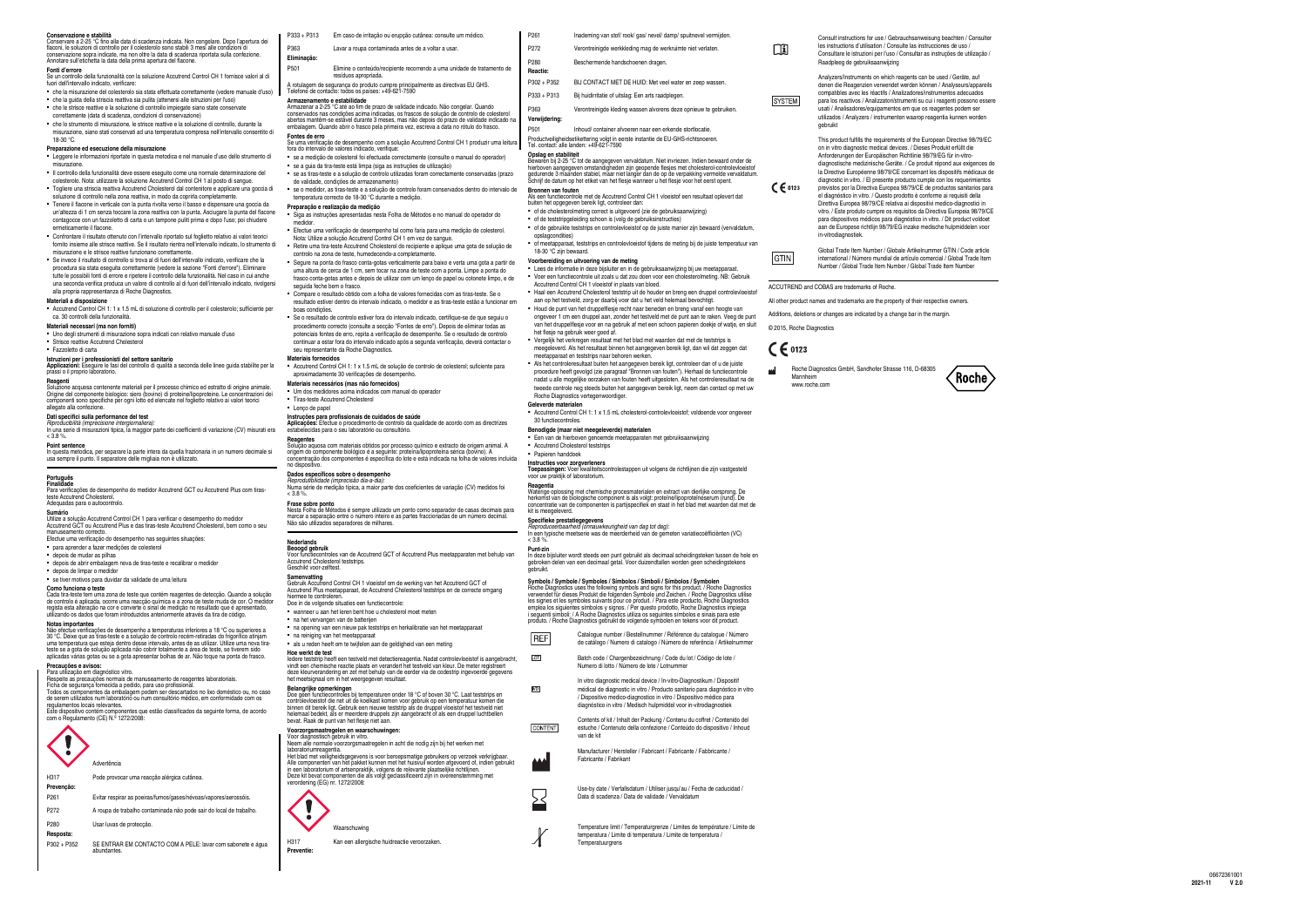**Conservazione e stabilità**
Conservare a 2-25 °C fino alla data di scadenza indicata. Non congelare. Dopo l'apertura dei flaconi, le soluzioni di controllo per il colesterolo sono stabili 3 mesi alle condizioni di conservazione sopra indicate, ma non oltre la data di scadenza riportata sulla confezione. Annotare sull'etichetta la data della prima apertura del flacone.

**Fonti d'errore**
Se un controllo della funzionalità con la soluzione Accutrend Control CH 1 fornisce valori al di fuori dell'intervallo indicato, verificare:

- che la misurazione del colesterolo sia stata effettuata correttamente (vedere manuale d'uso)
- che la guida della striscia reattiva sia pulita (attenersi alle istruzioni per l'uso)
- che le strisce reattive e la soluzione di controllo impiegate siano state conservate correttamente (data di scadenza, condizioni di conservazione)
- che lo strumento di misurazione, le strisce reattive e la soluzione di controllo, durante la misurazione, siano stati conservati ad una temperatura compresa nell'intervallo consentito di 18-30 °C.

**Preparazione ed esecuzione della misurazione**

- Leggere le informazioni riportate in questa metodica e nel manuale d'uso dello strumento di misurazione.
- Il controllo della funzionalità deve essere eseguito come una normale determinazione del colesterolo. Nota: utilizzare la soluzione Accutrend Control CH 1 al posto di sangue.
- Togliere una striscia reattiva Accutrend Cholesterol dal contenitore e applicare una goccia di soluzione di controllo nella zona reattiva, in modo da coprirla completamente.
- Tenere il flacone in verticale con la punta rivolta verso il basso e dispensare una goccia da un'altezza di 1 cm senza toccare la zona reattiva con la punta. Asciugare la punta del flacone contagocce con un fazzoletto di carta o un tampone pulito prima e dopo l'uso; poi chiudere ermeticamente il flacone.
- Confrontare il risultato ottenuto con l'intervallo riportato sul foglietto relativo ai valori teorici fornito insieme alle strisce reattive. Se il risultato rientra nell'intervallo indicato, lo strumento di misurazione e le strisce reattive funzionano correttamente.
- Se invece il risultato di controllo si trova al di fuori dell'intervallo indicato, verificare che la procedura sia stata eseguita correttamente (vedere la sezione "Fonti d'errore"). Eliminare tutte le possibili fonti di errore e ripetere il controllo della funzionalità. Nel caso in cui anche una seconda verifica produca un valore di controllo al di fuori dell'intervallo indicato, rivolgersi alla propria rappresentanza di Roche Diagnostics.

**Materiali a disposizione**

- Accutrend Control CH 1: 1 x 1,5 mL di soluzione di controllo per il colesterolo; sufficiente per ca. 30 controlli della funzionalità.

**Materiali necessari (ma non forniti)**

- Uno degli strumenti di misurazione sopra indicati con relativo manuale d'uso
- Strisce reattive Accutrend Cholesterol
- Fazzoletto di carta

**Istruzioni per i professionisti del settore sanitario**
**Applicazioni:** Eseguire le fasi del controllo di qualità a seconda delle linee guida stabilite per la prassi o il proprio laboratorio.

**Reagenti**
Soluzione acquosa contenente materiali per il processo chimico ed estratto di origine animale. Origine del componente biologico: siero (bovino) di proteine/lipoproteine. Le concentrazioni dei componenti sono specifiche per ogni lotto ed elencate nel foglietto relativo ai valori teorici allegato alla confezione.

**Dati specifici sulla performance del test**
*Riproducibilità (imprecisione intergiornaliera):*
In una serie di misurazioni tipica, la maggior parte dei coefficienti di variazione (CV) misurati era < 3.8 %.

**Point sentence**
In questa metodica, per separare la parte intera da quella frazionaria in un numero decimale si usa sempre il punto. Il separatore delle migliaia non è utilizzato.

## Português

**Finalidade**
Para verificações de desempenho do medidor Accutrend GCT ou Accutrend Plus com tiras-teste Accutrend Cholesterol.
Adequadas para o autocontrolo.

**Sumário**
Utilize a solução Accutrend Control CH 1 para verificar o desempenho do medidor Accutrend GCT ou Accutrend Plus e das tiras-teste Accutrend Cholesterol, bem como o seu manuseamento correcto.
Efectue uma verificação de desempenho nas seguintes situações:

- para aprender a fazer medições de colesterol
- depois de mudar as pilhas
- depois de abrir embalagem nova de tiras-teste e recalibrar o medidor
- depois de limpar o medidor
- se tiver motivos para duvidar da validade de uma leitura

**Como funciona o teste**
Cada tira-teste tem uma zona de teste que contém reagentes de detecção. Quando a solução de controlo é aplicada, ocorre uma reacção química e a zona de teste muda de cor. O medidor regista esta alteração na cor e converte o sinal de medição no resultado que é apresentado, utilizando os dados que foram introduzidos anteriormente através da tira de código.

**Notas importantes**
Não efectue verificações de desempenho a temperaturas inferiores a 18 °C ou superiores a 30 °C. Deixe que as tiras-teste e a solução de controlo recém-retiradas do frigorífico atinjam uma temperatura que esteja dentro desse intervalo, antes de as utilizar. Utilize uma nova tira-teste se a gota de solução aplicada não cobrir totalmente a área de teste, se tiverem sido aplicadas várias gotas ou se a gota apresentar bolhas de ar. Não toque na ponta do frasco.

**Precauções e avisos:**
Para utilização em diagnóstico vitro.
Respeite as precauções normais de manuseamento de reagentes laboratoriais.
Ficha de segurança fornecida a pedido, para uso profissional.
Todos os componentes da embalagem podem ser descartados no lixo doméstico ou, no caso de serem utilizados num laboratório ou num consultório médico, em conformidade com os regulamentos locais relevantes.
Este dispositivo contém componentes que estão classificados da seguinte forma, de acordo com o Regulamento (CE) N.º 1272/2008:

Advertência

| | |
|---|---|
| H317 | Pode provocar uma reacção alérgica cutânea. |
| **Prevenção:** | |
| P261 | Evitar respirar as poeiras/fumos/gases/névoas/vapores/aerossóis. |
| P272 | A roupa de trabalho contaminada não pode sair do local de trabalho. |
| P280 | Usar luvas de protecção. |
| **Resposta:** | |
| P302 + P352 | SE ENTRAR EM CONTACTO COM A PELE: lavar com sabonete e água abundantes. |
| P333 + P313 | Em caso de irritação ou erupção cutânea: consulte um médico. |
| P363 | Lavar a roupa contaminada antes de a voltar a usar. |
| **Eliminação:** | |
| P501 | Elimine o conteúdo/recipiente recorrendo a uma unidade de tratamento de resíduos apropriada. |

A rotulagem de segurança do produto cumpre principalmente as directivas EU GHS.
Telefone de contacto: todos os países: +49-621-7590

**Armazenamento e estabilidade**
Armazenar a 2-25 °C até ao fim de prazo de validade indicado. Não congelar. Quando conservados nas condições acima indicadas, os frascos de solução de controlo de colesterol abertos mantêm-se estáveis durante 3 meses, mas não depois do prazo de validade indicado na embalagem. Quando abrir o frasco pela primeira vez, escreva a data no rótulo do frasco.

**Fontes de erro**
Se uma verificação de desempenho com a solução Accutrend Control CH 1 produzir uma leitura fora do intervalo de valores indicado, verifique:

- se a medição de colesterol foi efectuada correctamente (consulte o manual do operador)
- se a guia da tira-teste está limpa (siga as instruções de utilização)
- se as tiras-teste e a solução de controlo utilizadas foram correctamente conservadas (prazo de validade, condições de armazenamento)
- se o medidor, as tiras-teste e a solução de controlo foram conservados dentro do intervalo de temperatura correcto de 18-30 °C durante a medição.

**Preparação e realização da medição**

- Siga as instruções apresentadas nesta Folha de Métodos e no manual do operador do medidor.
- Efectue uma verificação de desempenho tal como faria para uma medição de colesterol. Nota: Utilize a solução Accutrend Control CH 1 em vez de sangue.
- Retire uma tira-teste Accutrend Cholesterol do recipiente e aplique uma gota de solução de controlo na zona de teste, humedecendo-a completamente.
- Segure na ponta do frasco conta-gotas verticalmente para baixo e verta uma gota a partir de uma altura de cerca de 1 cm, sem tocar na zona de teste com a ponta. Limpe a ponta do frasco conta-gotas antes e depois de utilizar com um lenço de papel ou cotonete limpo, e de seguida feche bem o frasco.
- Compare o resultado obtido com a folha de valores fornecidas com as tiras-teste. Se o resultado estiver dentro do intervalo indicado, o medidor e as tiras-teste estão a funcionar em boas condições.
- Se o resultado de controlo estiver fora do intervalo indicado, certifique-se de que seguiu o procedimento correcto (consulte a secção "Fontes de erro"). Depois de eliminar todas as potenciais fontes de erro, repita a verificação de desempenho. Se o resultado de controlo continuar a estar fora do intervalo indicado após a segunda verificação, deverá contactar o seu representante da Roche Diagnostics.

**Materiais fornecidos**

- Accutrend Control CH 1: 1 x 1,5 mL de solução de controlo de colesterol; suficiente para aproximadamente 30 verificações de desempenho.

**Materiais necessários (mas não fornecidos)**

- Um dos medidores acima indicados com manual do operador
- Tiras-teste Accutrend Cholesterol
- Lenço de papel

**Instruções para profissionais de cuidados de saúde**
**Aplicações:** Efectue o procedimento de controlo da qualidade de acordo com as directrizes estabelecidas para o seu laboratório ou consultório.

**Reagentes**
Solução aquosa com materiais obtidos por processo químico e extracto de origem animal. A origem do componente biológico é a seguinte: proteína/lipoproteína sérica (bovino). A concentração dos componentes é específica do lote e está indicada na folha de valores incluída no dispositivo.

**Dados específicos sobre o desempenho**
*Reprodutibilidade (imprecisão dia-a-dia):*
Numa série de medição típica, a maior parte dos coeficientes de variação (CV) medidos foi < 3.8 %.

**Frase sobre ponto**
Nesta Folha de Métodos é sempre utilizado um ponto como separador de casas decimais para marcar a separação entre o número inteiro e as partes fraccionadas de um número decimal. Não são utilizados separadores de milhares.

## Nederlands

**Beoogd gebruik**
Voor functiecontroles van de Accutrend GCT of Accutrend Plus meetapparaten met behulp van Accutrend Cholesterol teststrips.
Geschikt voor zelftest.

**Samenvatting**
Gebruik Accutrend Control CH 1 vloeistof om de werking van het Accutrend GCT of Accutrend Plus meetapparaat, de Accutrend Cholesterol teststrips en de correcte omgang hiermee te controleren.
Doe in de volgende situaties een functiecontrole:

- wanneer u aan het leren bent hoe u cholesterol moet meten
- na het vervangen van de batterijen
- na opening van een nieuw pak teststrips en herkalibratie van het meetapparaat
- na reiniging van het meetapparaat
- als u reden heeft om te twijfelen aan de geldigheid van een meting

**Hoe werkt de test**
Iedere teststrip heeft een testveld met detectiereagentia. Nadat controlevloeistof is aangebracht, vindt een chemische reactie plaats en verandert het testveld van kleur. De meter registreert deze kleurverandering en zet met behulp van de eerder via de codestrip ingevoerde gegevens het meetsignaal om in het weergegeven resultaat.

**Belangrijke opmerkingen**
Doe geen functiecontroles bij temperaturen onder 18 °C of boven 30 °C. Laat teststrips en controlevloeistof die net uit de koelkast komen voor gebruik op een temperatuur komen die binnen dit bereik ligt. Gebruik een nieuwe teststrip als de druppel vloeistof het testveld niet helemaal bedekt, als er meerdere druppels zijn aangebracht of als een druppel luchtbellen bevat. Raak de punt van het flesje niet aan.

**Voorzorgsmaatregelen en waarschuwingen:**
Voor diagnostisch gebruik in vitro.
Neem alle normale voorzorgsmaatregelen in acht die nodig zijn bij het werken met laboratoriumreagentia.
Het blad met veiligheidsgegevens is voor beroepsmatige gebruikers op verzoek verkrijgbaar.
Alle componenten van het pakket kunnen met het huisvuil worden afgevoerd of, indien gebruikt in een laboratorium of artsenpraktijk, volgens de relevante plaatselijke richtlijnen.
Deze kit bevat componenten die als volgt geclassificeerd zijn in overeenstemming met verordening (EG) nr. 1272/2008:

Waarschuwing

| | |
|---|---|
| H317 | Kan een allergische huidreactie veroorzaken. |
| **Preventie:** | |
| P261 | Inademing van stof/ rook/ gas/ nevel/ damp/ spuitnevel vermijden. |
| P272 | Verontreinigde werkkleding mag de werkruimte niet verlaten. |
| P280 | Beschermende handschoenen dragen. |
| **Reactie:** | |
| P302 + P352 | BIJ CONTACT MET DE HUID: Met veel water en zeep wassen. |
| P333 + P313 | Bij huidirritatie of uitslag: Een arts raadplegen. |
| P363 | Verontreinigde kleding wassen alvorens deze opnieuw te gebruiken. |
| **Verwijdering:** | |
| P501 | Inhoud/ container afvoeren naar een erkende stortlocatie. |

Productveiligheidsetikettering volgt in eerste instantie de EU-GHS-richtsnoeren.
Tel. contact: alle landen: +49-621-7590

**Opslag en stabiliteit**
Bewaren bij 2-25 °C tot de aangegeven vervaldatum. Niet invriezen. Indien bewaard onder de hierboven aangegeven omstandigheden zijn geopende flesjes met cholesterol-controlevloeistof gedurende 3 maanden stabiel, maar niet langer dan de op de verpakking vermelde vervaldatum. Schrijf de datum op het etiket van het flesje wanneer u het flesje voor het eerst opent.

**Bronnen van fouten**
Als een functiecontrole met de Accutrend Control CH 1 vloeistof een resultaat oplevert dat buiten het opgegeven bereik ligt, controleer dan:

- of de cholesterolmeting correct is uitgevoerd (zie de gebruiksaanwijzing)
- of de teststripgeleiding schoon is (volg de gebruiksinstructies)
- of de gebruikte teststrips en controlevloeistof op de juiste manier zijn bewaard (vervaldatum, opslagcondities)
- of meetapparaat, teststrips en controlevloeistof tijdens de meting bij de juiste temperatuur van 18-30 °C zijn bewaard.

**Voorbereiding en uitvoering van de meting**

- Lees de informatie in deze bijsluiter en in de gebruiksaanwijzing bij uw meetapparaat.
- Voer een functiecontrole uit zoals u dat zou doen voor een cholesterolmeting. NB: Gebruik Accutrend Control CH 1 vloeistof in plaats van bloed.
- Haal een Accutrend Cholesterol teststrip uit de houder en breng een druppel controlevloeistof aan op het testveld; zorg er daarbij voor dat u het veld helemaal bevochtigt.
- Houd de punt van het druppelflesje recht naar beneden en breng vanaf een hoogte van ongeveer 1 cm een druppel aan, zonder het testveld met de punt aan te raken. Veeg de punt van het druppelflesje voor en na gebruik af met een schoon papieren doekje of watje, en sluit het flesje na gebruik weer goed af.
- Vergelijk het verkregen resultaat met het blad met waarden dat met de teststrips is meegeleverd. Als het resultaat binnen het aangegeven bereik ligt, dan wil dat zeggen dat meetapparaat en teststrips naar behoren werken.
- Als het controleresultaat buiten het aangegeven bereik ligt, controleer dan of u de juiste procedure heeft gevolgd (zie paragraaf "Bronnen van fouten"). Herhaal de functiecontrole nadat u alle mogelijke oorzaken van fouten heeft uitgesloten. Als het controleresultaat na de tweede controle nog steeds buiten het aangegeven bereik ligt, neem dan contact op met uw Roche Diagnostics vertegenwoordiger.

**Geleverde materialen**

- Accutrend Control CH 1: 1 x 1,5 mL cholesterol-controlevloeistof; voldoende voor ongeveer 30 functiecontroles.

**Benodigde (maar niet meegeleverde) materialen**

- Een van de hierboven genoemde meetapparaten met gebruiksaanwijzing
- Accutrend Cholesterol teststrips
- Papieren handdoek

**Instructies voor zorgverleners**
**Toepassingen:** Voer kwaliteitscontrolestappen uit volgens de richtlijnen die zijn vastgesteld voor uw praktijk of laboratorium.

**Reagentia**
Waterige oplossing met chemische procesmaterialen en extract van dierlijke oorsprong. De herkomst van de biologische component is als volgt: proteïne/lipoproteïneserum (rund). De concentratie van de componenten is partijspecifiek en staat in het blad met waarden dat met de kit is meegeleverd.

**Specifieke prestatiegegevens**
*Reproduceerbaarheid (onnauwkeurigheid van dag tot dag):*
In een typische meetserie was de meerderheid van de gemeten variatiecoëfficiënten (VC) < 3.8 %.

**Punt-zin**
In deze bijsluiter wordt steeds een punt gebruikt als decimaal scheidingsteken tussen de hele en gebroken delen van een decimaal getal. Voor duizendtallen worden geen scheidingstekens gebruikt.

**Symbols / Symbole / Symboles / Símbolos / Simboli / Símbolos / Symbolen**
Roche Diagnostics uses the following symbols and signs for this product. / Roche Diagnostics verwendet für dieses Produkt die folgenden Symbole und Zeichen. / Roche Diagnostics utilise les signes et les symboles suivants pour ce produit. / Para este producto, Roche Diagnostics emplea los siguientes símbolos y signos. / Per questo prodotto, Roche Diagnostics impiega i seguenti simboli. / A Roche Diagnostics utiliza os seguintes símbolos e sinais para este produto. / Roche Diagnostics gebruikt de volgende symbolen en tekens voor dit product.

| | |
|---|---|
| REF | Catalogue number / Bestellnummer / Référence du catalogue / Número de catálogo / Numero di catalogo / Número de referência / Artikelnummer |
| LOT | Batch code / Chargenbezeichnung / Code du lot / Código de lote / Numero di lotto / Número de lote / Lotnummer |
| IVD | In vitro diagnostic medical device / In-vitro-Diagnostikum / Dispositif médical de diagnostic in vitro / Producto sanitario para diagnóstico in vitro / Dispositivo medico-diagnostico in vitro / Dispositivo médico para diagnóstico in vitro / Medisch hulpmiddel voor in-vitrodiagnostiek |
| CONTENT | Contents of kit / Inhalt der Packung / Contenu du coffret / Contenido del estuche / Contenuto della confezione / Conteúdo do dispositivo / Inhoud van de kit |
| | Manufacturer / Hersteller / Fabricant / Fabricante / Fabbricante / Fabricante / Fabrikant |
| | Use-by date / Verfallsdatum / Utiliser jusqu'au / Fecha de caducidad / Data di scadenza / Data de validade / Vervaldatum |
| | Temperature limit / Temperaturgrenze / Limites de température / Límite de temperatura / Limiti di temperatura / Limite de temperatura / Temperatuurgrens |
| | Consult instructions for use / Gebrauchsanweisung beachten / Consulter les instructions d'utilisation / Consulte las instrucciones de uso / Consultare le istruzioni per l'uso / Consultar as instruções de utilização / Raadpleeg de gebruiksaanwijzing |
| SYSTEM | Analyzers/Instruments on which reagents can be used / Geräte, auf denen die Reagenzien verwendet werden können / Analyseurs/appareils compatibles avec les réactifs / Analizadores/instrumentos en los que pueden usarse los reactivos / Analizzatori/strumenti su cui i reagenti possono essere usati / Analisadores/equipamentos em que os reagentes podem ser utilizados / Analyzers / instrumenten waarop reagentia kunnen worden gebruikt |
| CE 0123 | This product fulfills the requirements of the European Directive 98/79/EC on in vitro diagnostic medical devices. / Dieses Produkt erfüllt die Anforderungen der Europäischen Richtlinie 98/79/EG für in-vitro-diagnostische medizinische Geräte. / Ce produit répond aux exigences de la Directive Européenne 98/79/CE concernant les dispositifs médicaux de diagnostic in vitro. / El presente producto cumple con los requerimientos previstos por la Directiva Europea 98/79/CE de productos sanitarios para el diagnóstico in vitro. / Questo prodotto è conforme ai requisiti della Direttiva Europea 98/79/CE relativa ai dispositivi medico-diagnostici in vitro. / Este produto cumpre os requisitos da Directiva Europeia 98/79/CE para dispositivos médicos para diagnóstico in vitro. / Dit product voldoet aan de Europese richtlijn 98/79/EG inzake medische hulpmiddelen voor in-vitrodiagnostiek. |
| GTIN | Global Trade Item Number / Globale Artikelnummer GTIN / Code article international / Número mundial de artículo comercial / Global Trade Item Number / Global Trade Item Number / Global Trade Item Number |

ACCUTREND and COBAS are trademarks of Roche.

All other product names and trademarks are the property of their respective owners.

Additions, deletions or changes are indicated by a change bar in the margin.

© 2015, Roche Diagnostics

CE 0123

Roche Diagnostics GmbH, Sandhofer Strasse 116, D-68305 Mannheim
www.roche.com

Roche

06672361001
2021-11 V 2.0